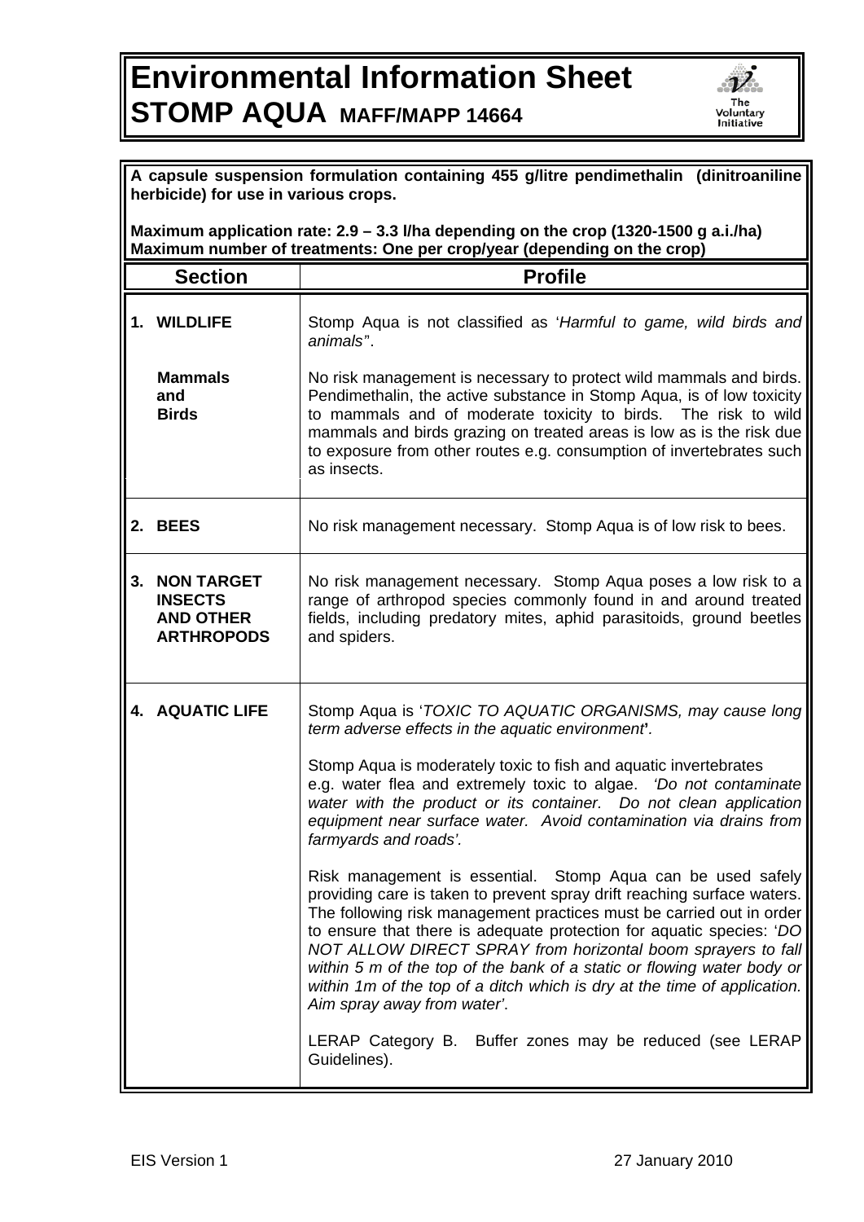# Environmental Information Sheet

## STOMP AQUA MAFF/MAPP 14664

**A capsule suspension formulation containing 455 g/litre pendimethalin (dinitroaniline herbicide) for use in various crops.**

**Maximum application rate: 2.9 – 3.3 l/ha depending on the crop (1320-1500 g a.i./ha)**
**Maximum number of treatments: One per crop/year (depending on the crop)**

| Section | Profile |
|---|---|
| **1. WILDLIFE** | Stomp Aqua is not classified as '*Harmful to game, wild birds and animals*". |
| **Mammals and Birds** | No risk management is necessary to protect wild mammals and birds. Pendimethalin, the active substance in Stomp Aqua, is of low toxicity to mammals and of moderate toxicity to birds. The risk to wild mammals and birds grazing on treated areas is low as is the risk due to exposure from other routes e.g. consumption of invertebrates such as insects. |
| **2. BEES** | No risk management necessary. Stomp Aqua is of low risk to bees. |
| **3. NON TARGET INSECTS AND OTHER ARTHROPODS** | No risk management necessary. Stomp Aqua poses a low risk to a range of arthropod species commonly found in and around treated fields, including predatory mites, aphid parasitoids, ground beetles and spiders. |
| **4. AQUATIC LIFE** | Stomp Aqua is '*TOXIC TO AQUATIC ORGANISMS, may cause long term adverse effects in the aquatic environment*'.<br><br>Stomp Aqua is moderately toxic to fish and aquatic invertebrates e.g. water flea and extremely toxic to algae. *'Do not contaminate water with the product or its container. Do not clean application equipment near surface water. Avoid contamination via drains from farmyards and roads'.*<br><br>Risk management is essential. Stomp Aqua can be used safely providing care is taken to prevent spray drift reaching surface waters. The following risk management practices must be carried out in order to ensure that there is adequate protection for aquatic species: '*DO NOT ALLOW DIRECT SPRAY from horizontal boom sprayers to fall within 5 m of the top of the bank of a static or flowing water body or within 1m of the top of a ditch which is dry at the time of application. Aim spray away from water*'.<br><br>LERAP Category B. Buffer zones may be reduced (see LERAP Guidelines). |

EIS Version 1 — 27 January 2010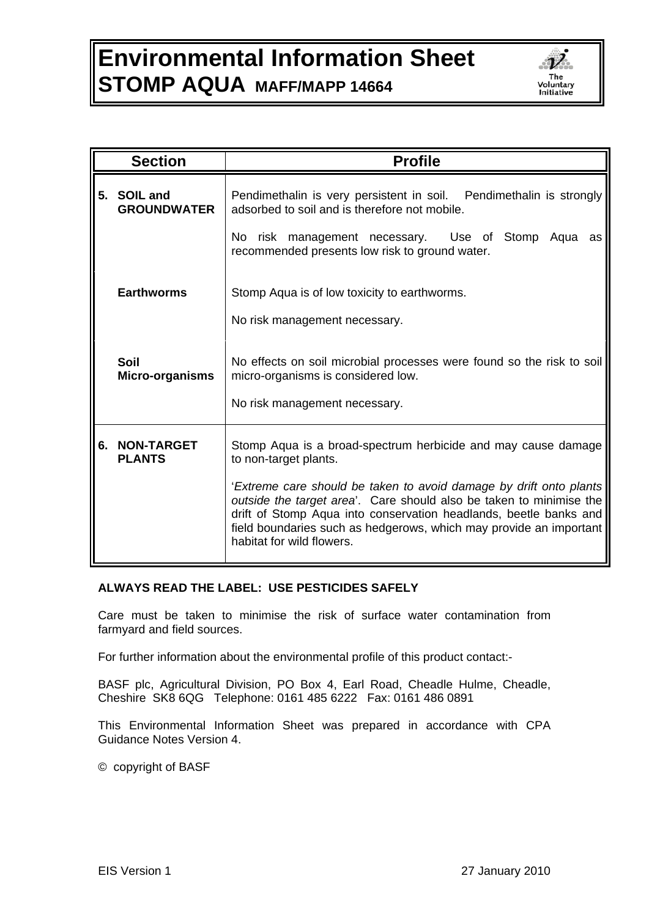# Environmental Information Sheet

## STOMP AQUA MAFF/MAPP 14664

| Section | Profile |
| --- | --- |
| **5. SOIL and GROUNDWATER** | Pendimethalin is very persistent in soil. Pendimethalin is strongly adsorbed to soil and is therefore not mobile.<br><br>No risk management necessary. Use of Stomp Aqua as recommended presents low risk to ground water. |
| **Earthworms** | Stomp Aqua is of low toxicity to earthworms.<br><br>No risk management necessary. |
| **Soil Micro-organisms** | No effects on soil microbial processes were found so the risk to soil micro-organisms is considered low.<br><br>No risk management necessary. |
| **6. NON-TARGET PLANTS** | Stomp Aqua is a broad-spectrum herbicide and may cause damage to non-target plants.<br><br>'*Extreme care should be taken to avoid damage by drift onto plants outside the target area*'. Care should also be taken to minimise the drift of Stomp Aqua into conservation headlands, beetle banks and field boundaries such as hedgerows, which may provide an important habitat for wild flowers. |

**ALWAYS READ THE LABEL: USE PESTICIDES SAFELY**

Care must be taken to minimise the risk of surface water contamination from farmyard and field sources.

For further information about the environmental profile of this product contact:-

BASF plc, Agricultural Division, PO Box 4, Earl Road, Cheadle Hulme, Cheadle, Cheshire SK8 6QG Telephone: 0161 485 6222 Fax: 0161 486 0891

This Environmental Information Sheet was prepared in accordance with CPA Guidance Notes Version 4.

© copyright of BASF

EIS Version 1 27 January 2010